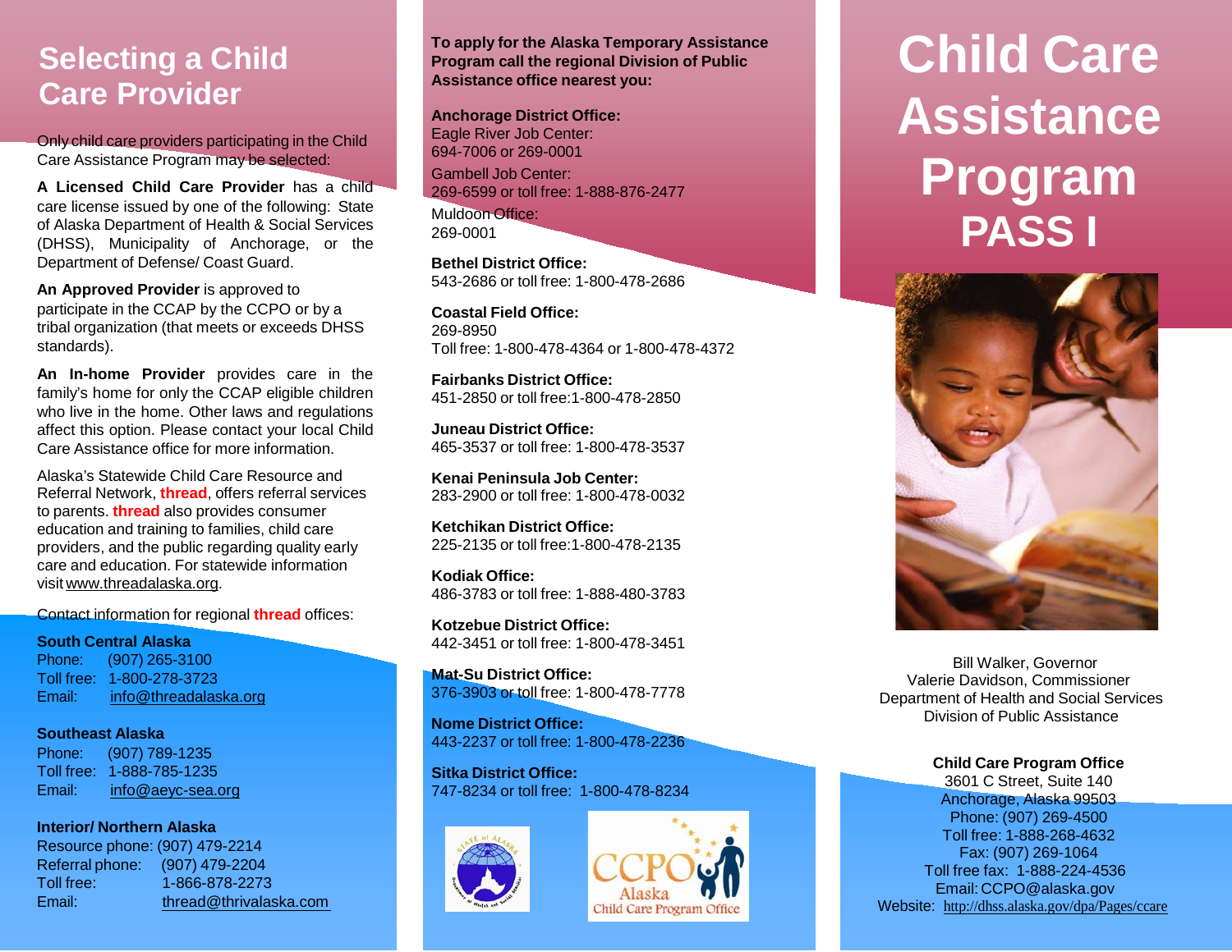# Selecting a Child Care Provider

Only child care providers participating in the Child Care Assistance Program may be selected:

**A Licensed Child Care Provider** has a child care license issued by one of the following: State of Alaska Department of Health & Social Services (DHSS), Municipality of Anchorage, or the Department of Defense/ Coast Guard.

**An Approved Provider** is approved to participate in the CCAP by the CCPO or by a tribal organization (that meets or exceeds DHSS standards).

**An In-home Provider** provides care in the family's home for only the CCAP eligible children who live in the home. Other laws and regulations affect this option. Please contact your local Child Care Assistance office for more information.

Alaska's Statewide Child Care Resource and Referral Network, **thread**, offers referral services to parents. **thread** also provides consumer education and training to families, child care providers, and the public regarding quality early care and education. For statewide information visit www.threadalaska.org.

Contact information for regional **thread** offices:

**South Central Alaska**
Phone: (907) 265-3100
Toll free: 1-800-278-3723
Email: info@threadalaska.org

**Southeast Alaska**
Phone: (907) 789-1235
Toll free: 1-888-785-1235
Email: info@aeyc-sea.org

**Interior/ Northern Alaska**
Resource phone: (907) 479-2214
Referral phone: (907) 479-2204
Toll free: 1-866-878-2273
Email: thread@thrivalaska.com

**To apply for the Alaska Temporary Assistance Program call the regional Division of Public Assistance office nearest you:**

**Anchorage District Office:**
Eagle River Job Center:
694-7006 or 269-0001
Gambell Job Center:
269-6599 or toll free: 1-888-876-2477
Muldoon Office:
269-0001

**Bethel District Office:**
543-2686 or toll free: 1-800-478-2686

**Coastal Field Office:**
269-8950
Toll free: 1-800-478-4364 or 1-800-478-4372

**Fairbanks District Office:**
451-2850 or toll free:1-800-478-2850

**Juneau District Office:**
465-3537 or toll free: 1-800-478-3537

**Kenai Peninsula Job Center:**
283-2900 or toll free: 1-800-478-0032

**Ketchikan District Office:**
225-2135 or toll free:1-800-478-2135

**Kodiak Office:**
486-3783 or toll free: 1-888-480-3783

**Kotzebue District Office:**
442-3451 or toll free: 1-800-478-3451

**Mat-Su District Office:**
376-3903 or toll free: 1-800-478-7778

**Nome District Office:**
443-2237 or toll free: 1-800-478-2236

**Sitka District Office:**
747-8234 or toll free: 1-800-478-8234

# Child Care Assistance Program
## PASS I

Bill Walker, Governor
Valerie Davidson, Commissioner
Department of Health and Social Services
Division of Public Assistance

**Child Care Program Office**
3601 C Street, Suite 140
Anchorage, Alaska 99503
Phone: (907) 269-4500
Toll free: 1-888-268-4632
Fax: (907) 269-1064
Toll free fax: 1-888-224-4536
Email: CCPO@alaska.gov
Website: http://dhss.alaska.gov/dpa/Pages/ccare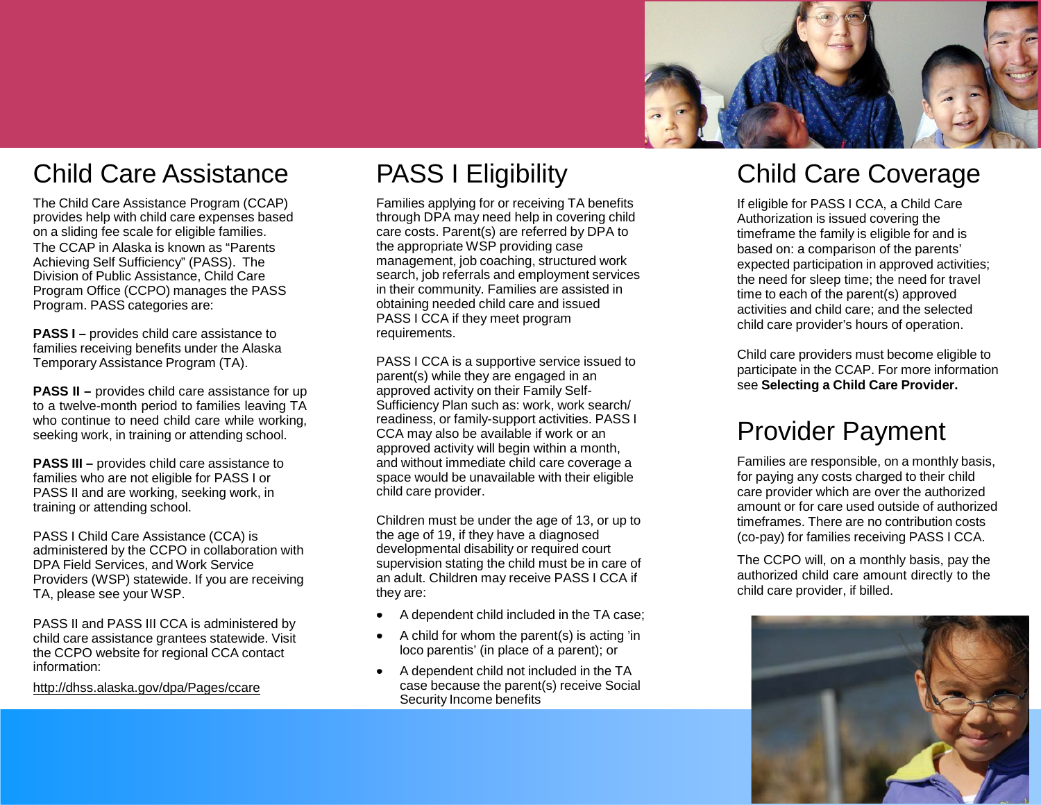## Child Care Assistance

The Child Care Assistance Program (CCAP) provides help with child care expenses based on a sliding fee scale for eligible families. The CCAP in Alaska is known as "Parents Achieving Self Sufficiency" (PASS). The Division of Public Assistance, Child Care Program Office (CCPO) manages the PASS Program. PASS categories are:

**PASS I –** provides child care assistance to families receiving benefits under the Alaska Temporary Assistance Program (TA).

**PASS II –** provides child care assistance for up to a twelve-month period to families leaving TA who continue to need child care while working, seeking work, in training or attending school.

**PASS III –** provides child care assistance to families who are not eligible for PASS I or PASS II and are working, seeking work, in training or attending school.

PASS I Child Care Assistance (CCA) is administered by the CCPO in collaboration with DPA Field Services, and Work Service Providers (WSP) statewide. If you are receiving TA, please see your WSP.

PASS II and PASS III CCA is administered by child care assistance grantees statewide. Visit the CCPO website for regional CCA contact information:

http://dhss.alaska.gov/dpa/Pages/ccare

## PASS I Eligibility

Families applying for or receiving TA benefits through DPA may need help in covering child care costs. Parent(s) are referred by DPA to the appropriate WSP providing case management, job coaching, structured work search, job referrals and employment services in their community. Families are assisted in obtaining needed child care and issued PASS I CCA if they meet program requirements.

PASS I CCA is a supportive service issued to parent(s) while they are engaged in an approved activity on their Family Self-Sufficiency Plan such as: work, work search/ readiness, or family-support activities. PASS I CCA may also be available if work or an approved activity will begin within a month, and without immediate child care coverage a space would be unavailable with their eligible child care provider.

Children must be under the age of 13, or up to the age of 19, if they have a diagnosed developmental disability or required court supervision stating the child must be in care of an adult. Children may receive PASS I CCA if they are:

- A dependent child included in the TA case;
- A child for whom the parent(s) is acting 'in loco parentis' (in place of a parent); or
- A dependent child not included in the TA case because the parent(s) receive Social Security Income benefits

## Child Care Coverage

If eligible for PASS I CCA, a Child Care Authorization is issued covering the timeframe the family is eligible for and is based on: a comparison of the parents' expected participation in approved activities; the need for sleep time; the need for travel time to each of the parent(s) approved activities and child care; and the selected child care provider's hours of operation.

Child care providers must become eligible to participate in the CCAP. For more information see **Selecting a Child Care Provider.**

## Provider Payment

Families are responsible, on a monthly basis, for paying any costs charged to their child care provider which are over the authorized amount or for care used outside of authorized timeframes. There are no contribution costs (co-pay) for families receiving PASS I CCA.

The CCPO will, on a monthly basis, pay the authorized child care amount directly to the child care provider, if billed.